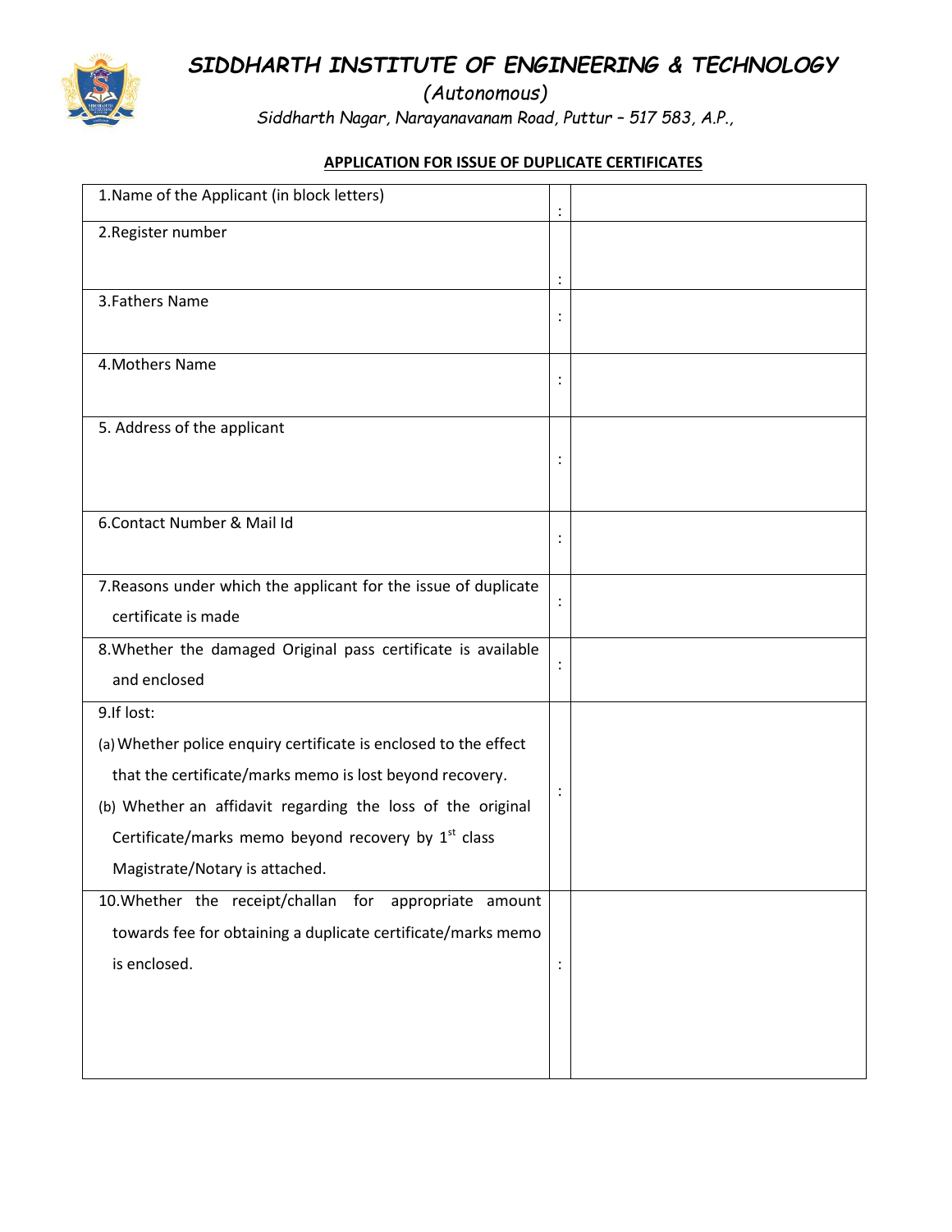# SIDDHARTH INSTITUTE OF ENGINEERING & TECHNOLOGY

*(Autonomous)*

*Siddharth Nagar, Narayanavanam Road, Puttur – 517 583, A.P.,*

## APPLICATION FOR ISSUE OF DUPLICATE CERTIFICATES

| | | |
|---|---|---|
| 1.Name of the Applicant (in block letters) | : | |
| 2.Register number | : | |
| 3.Fathers Name | : | |
| 4.Mothers Name | : | |
| 5. Address of the applicant | : | |
| 6.Contact Number & Mail Id | : | |
| 7.Reasons under which the applicant for the issue of duplicate certificate is made | : | |
| 8.Whether the damaged Original pass certificate is available and enclosed | : | |
| 9.If lost:<br>(a) Whether police enquiry certificate is enclosed to the effect that the certificate/marks memo is lost beyond recovery.<br>(b) Whether an affidavit regarding the loss of the original Certificate/marks memo beyond recovery by 1st class Magistrate/Notary is attached. | : | |
| 10.Whether the receipt/challan for appropriate amount towards fee for obtaining a duplicate certificate/marks memo is enclosed. | : | |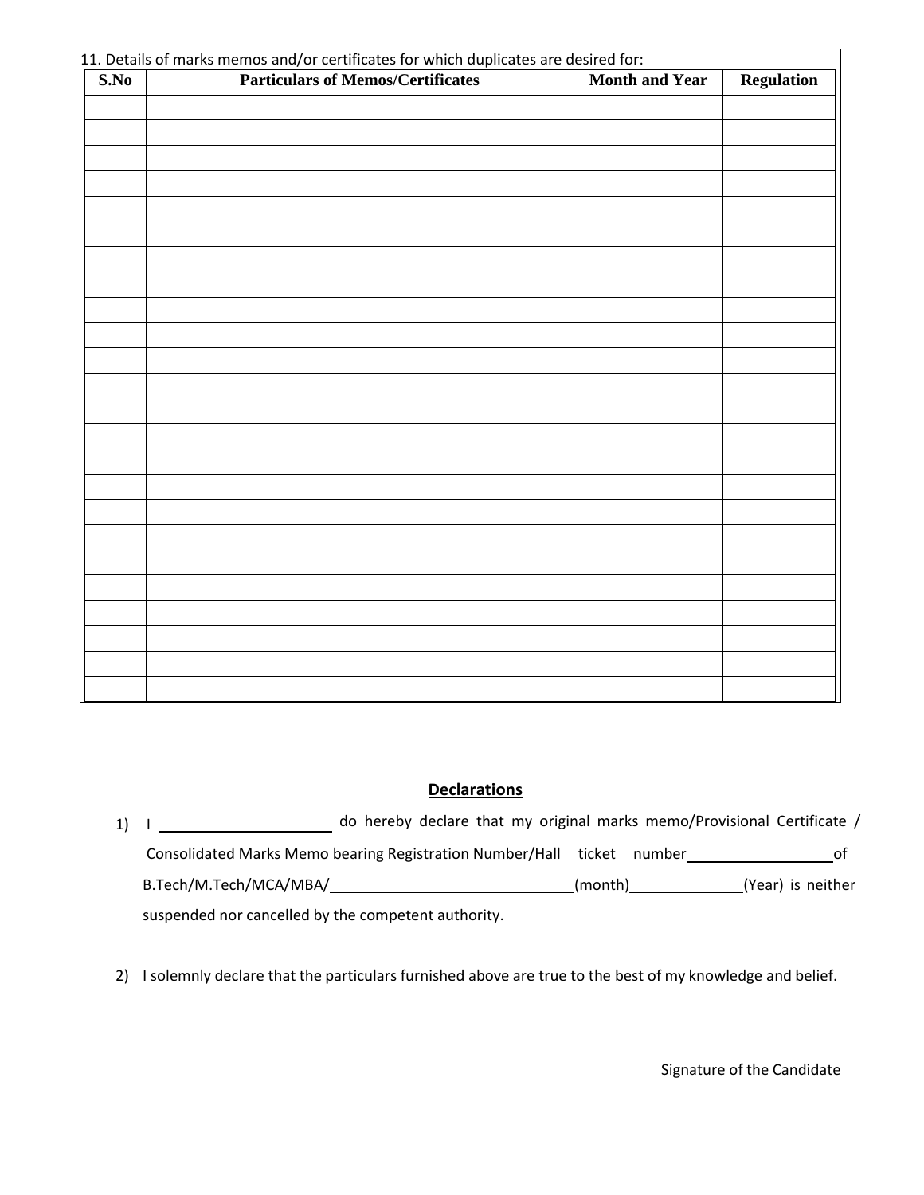11. Details of marks memos and/or certificates for which duplicates are desired for:

| S.No | Particulars of Memos/Certificates | Month and Year | Regulation |
|---|---|---|---|
| | | | |
| | | | |
| | | | |
| | | | |
| | | | |
| | | | |
| | | | |
| | | | |
| | | | |
| | | | |
| | | | |
| | | | |
| | | | |
| | | | |
| | | | |
| | | | |
| | | | |
| | | | |
| | | | |
| | | | |
| | | | |
| | | | |
| | | | |
| | | | |

## Declarations

1) I ____________________ do hereby declare that my original marks memo/Provisional Certificate / Consolidated Marks Memo bearing Registration Number/Hall ticket number________________of B.Tech/M.Tech/MCA/MBA/____________________________(month)____________(Year) is neither suspended nor cancelled by the competent authority.

2) I solemnly declare that the particulars furnished above are true to the best of my knowledge and belief.

Signature of the Candidate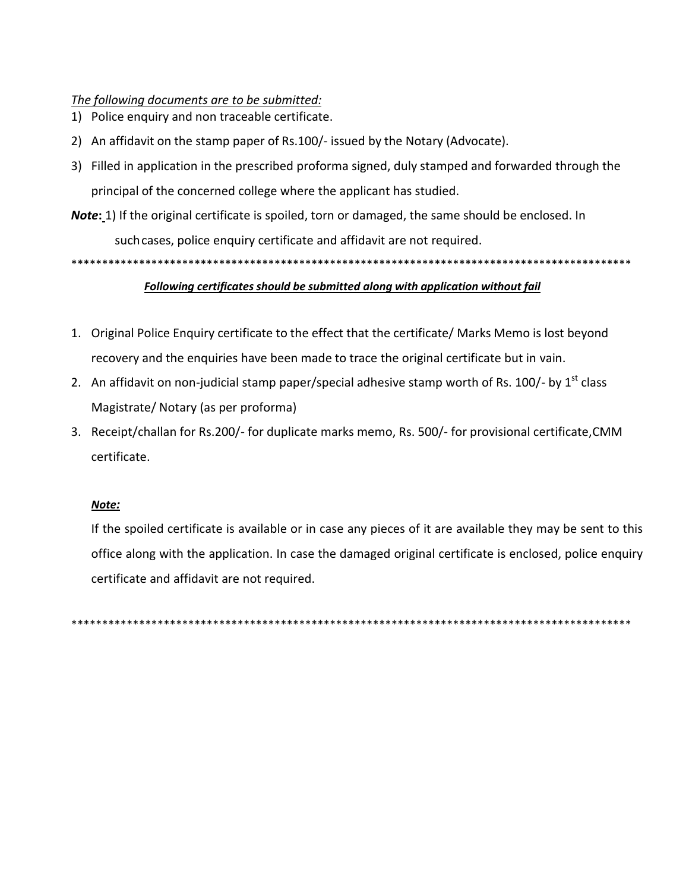*The following documents are to be submitted:*

1) Police enquiry and non traceable certificate.
2) An affidavit on the stamp paper of Rs.100/- issued by the Notary (Advocate).
3) Filled in application in the prescribed proforma signed, duly stamped and forwarded through the principal of the concerned college where the applicant has studied.

***Note*:** 1) If the original certificate is spoiled, torn or damaged, the same should be enclosed. In such cases, police enquiry certificate and affidavit are not required.

*********************************************************************************************

***Following certificates should be submitted along with application without fail***

1. Original Police Enquiry certificate to the effect that the certificate/ Marks Memo is lost beyond recovery and the enquiries have been made to trace the original certificate but in vain.
2. An affidavit on non-judicial stamp paper/special adhesive stamp worth of Rs. 100/- by 1st class Magistrate/ Notary (as per proforma)
3. Receipt/challan for Rs.200/- for duplicate marks memo, Rs. 500/- for provisional certificate,CMM certificate.

***Note:***

If the spoiled certificate is available or in case any pieces of it are available they may be sent to this office along with the application. In case the damaged original certificate is enclosed, police enquiry certificate and affidavit are not required.

*********************************************************************************************